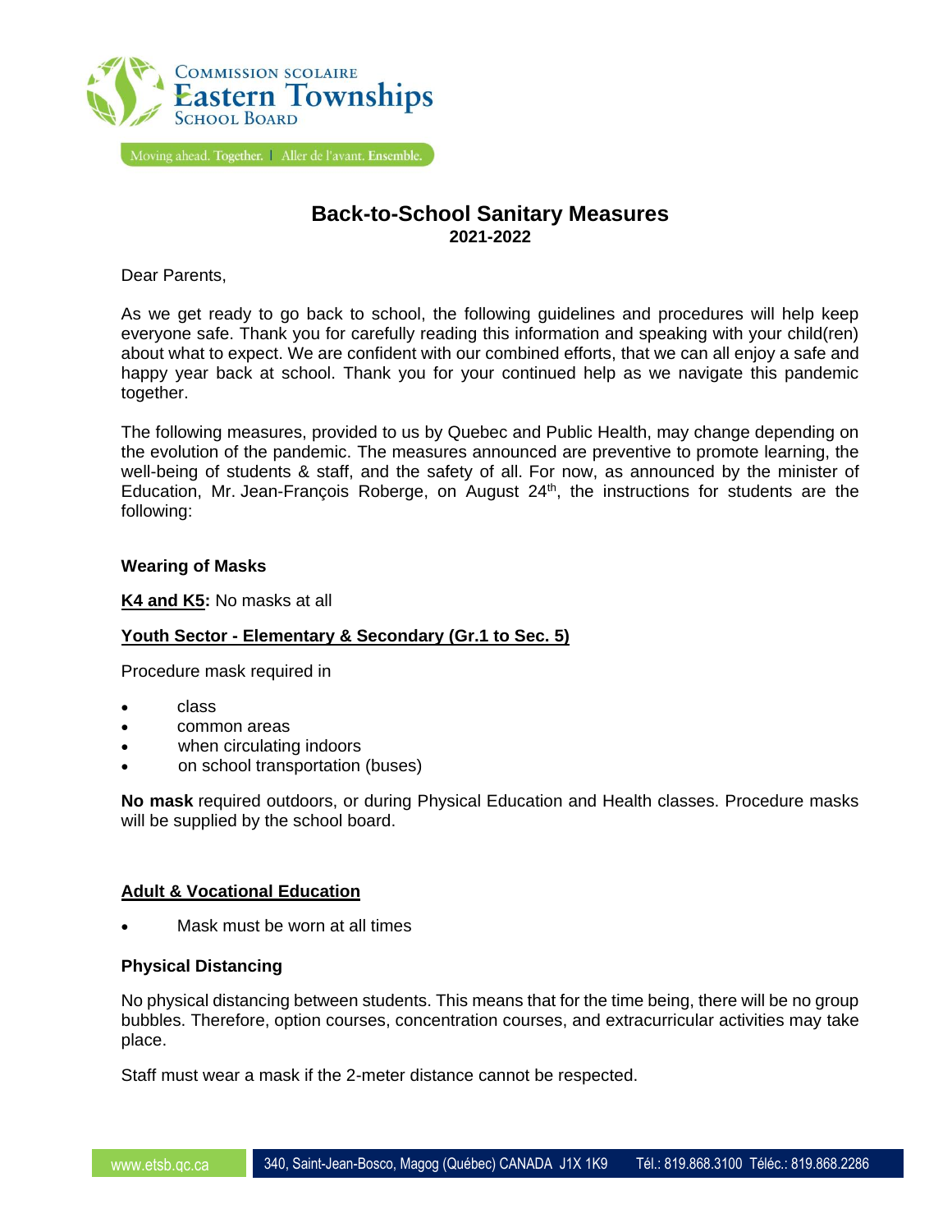Commission scolaire Eastern Townships School Board

Moving ahead. Together. | Aller de l'avant. Ensemble.

# Back-to-School Sanitary Measures
**2021-2022**

Dear Parents,

As we get ready to go back to school, the following guidelines and procedures will help keep everyone safe. Thank you for carefully reading this information and speaking with your child(ren) about what to expect. We are confident with our combined efforts, that we can all enjoy a safe and happy year back at school. Thank you for your continued help as we navigate this pandemic together.

The following measures, provided to us by Quebec and Public Health, may change depending on the evolution of the pandemic. The measures announced are preventive to promote learning, the well-being of students & staff, and the safety of all. For now, as announced by the minister of Education, Mr. Jean-François Roberge, on August 24th, the instructions for students are the following:

### Wearing of Masks

**K4 and K5:** No masks at all

**Youth Sector - Elementary & Secondary (Gr.1 to Sec. 5)**

Procedure mask required in

- class
- common areas
- when circulating indoors
- on school transportation (buses)

**No mask** required outdoors, or during Physical Education and Health classes. Procedure masks will be supplied by the school board.

**Adult & Vocational Education**

- Mask must be worn at all times

### Physical Distancing

No physical distancing between students. This means that for the time being, there will be no group bubbles. Therefore, option courses, concentration courses, and extracurricular activities may take place.

Staff must wear a mask if the 2-meter distance cannot be respected.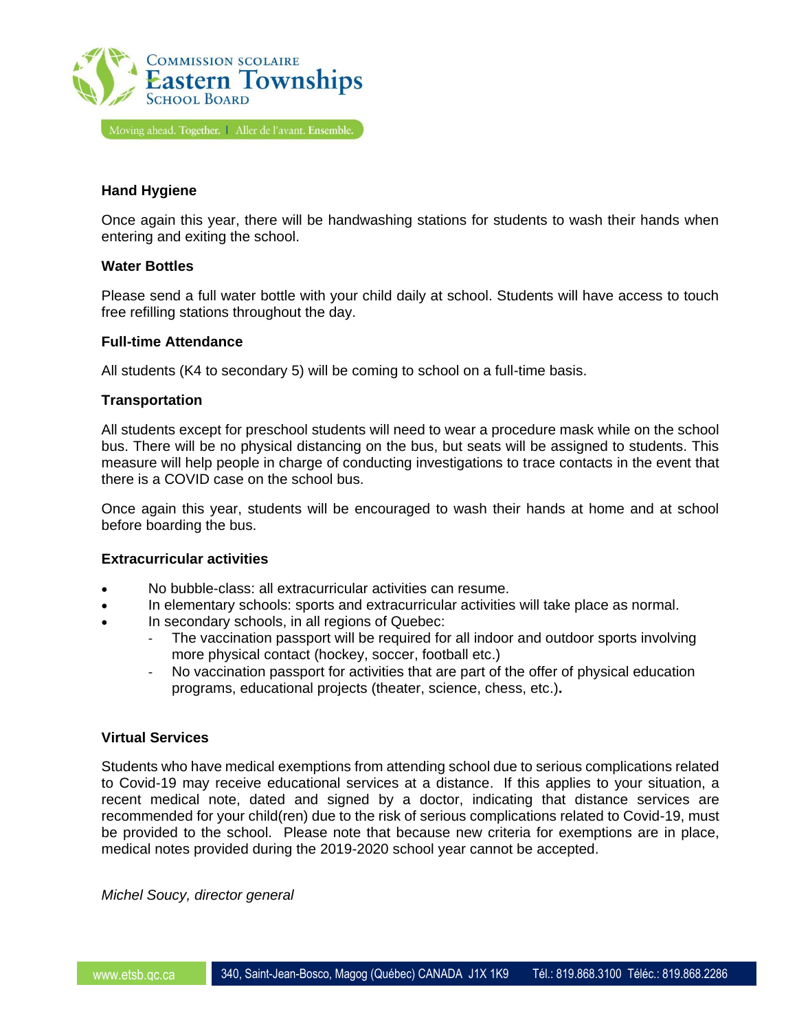**Hand Hygiene**

Once again this year, there will be handwashing stations for students to wash their hands when entering and exiting the school.

**Water Bottles**

Please send a full water bottle with your child daily at school. Students will have access to touch free refilling stations throughout the day.

**Full-time Attendance**

All students (K4 to secondary 5) will be coming to school on a full-time basis.

**Transportation**

All students except for preschool students will need to wear a procedure mask while on the school bus. There will be no physical distancing on the bus, but seats will be assigned to students. This measure will help people in charge of conducting investigations to trace contacts in the event that there is a COVID case on the school bus.

Once again this year, students will be encouraged to wash their hands at home and at school before boarding the bus.

**Extracurricular activities**

- No bubble-class: all extracurricular activities can resume.
- In elementary schools: sports and extracurricular activities will take place as normal.
- In secondary schools, in all regions of Quebec:
  - The vaccination passport will be required for all indoor and outdoor sports involving more physical contact (hockey, soccer, football etc.)
  - No vaccination passport for activities that are part of the offer of physical education programs, educational projects (theater, science, chess, etc.).

**Virtual Services**

Students who have medical exemptions from attending school due to serious complications related to Covid-19 may receive educational services at a distance. If this applies to your situation, a recent medical note, dated and signed by a doctor, indicating that distance services are recommended for your child(ren) due to the risk of serious complications related to Covid-19, must be provided to the school. Please note that because new criteria for exemptions are in place, medical notes provided during the 2019-2020 school year cannot be accepted.

*Michel Soucy, director general*